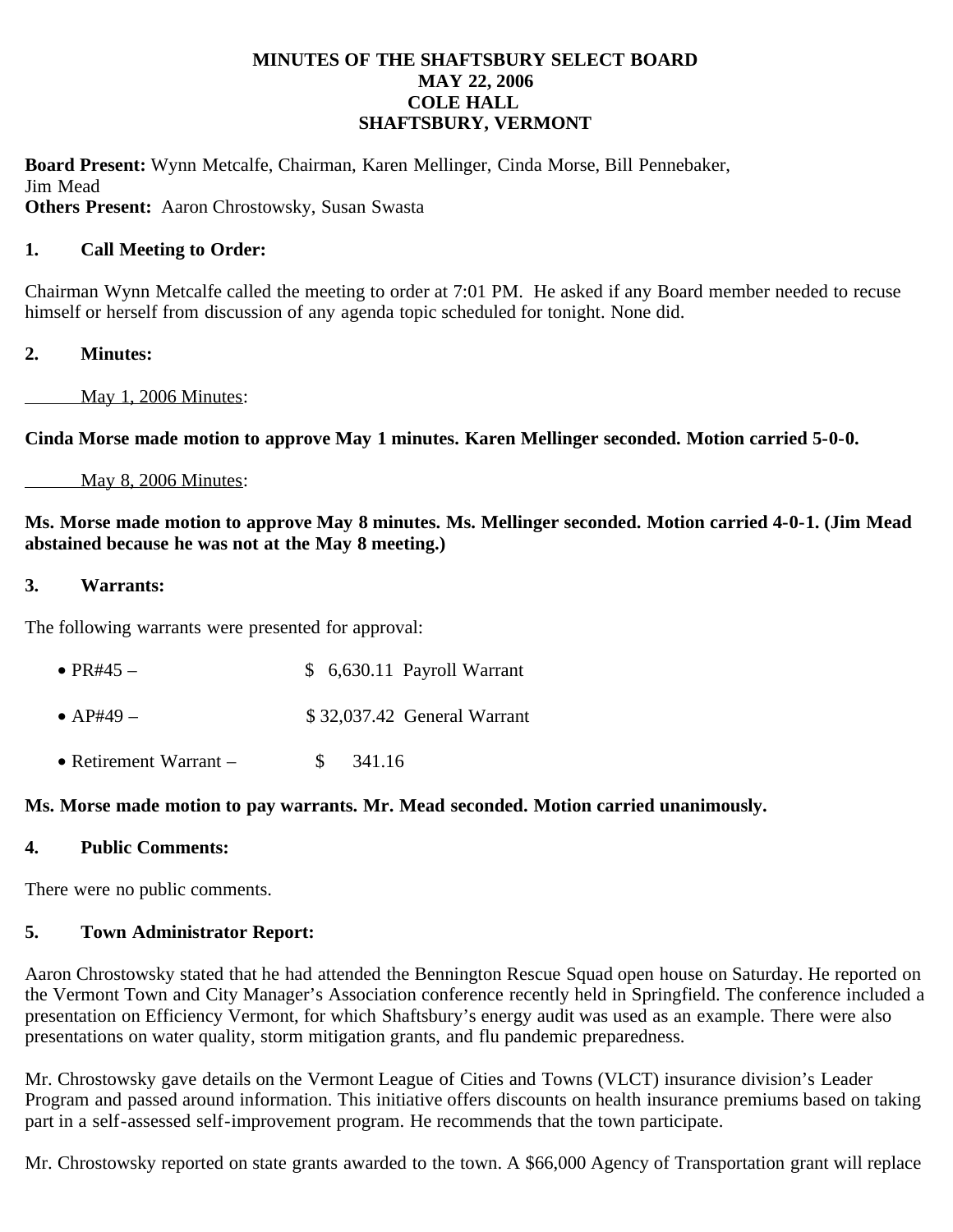# MINUTES OF THE SHAFTSBURY SELECT BOARD
## MAY 22, 2006
## COLE HALL
## SHAFTSBURY, VERMONT

**Board Present:** Wynn Metcalfe, Chairman, Karen Mellinger, Cinda Morse, Bill Pennebaker, Jim Mead
**Others Present:** Aaron Chrostowsky, Susan Swasta

**1. Call Meeting to Order:**

Chairman Wynn Metcalfe called the meeting to order at 7:01 PM. He asked if any Board member needed to recuse himself or herself from discussion of any agenda topic scheduled for tonight. None did.

**2. Minutes:**

May 1, 2006 Minutes:

**Cinda Morse made motion to approve May 1 minutes. Karen Mellinger seconded. Motion carried 5-0-0.**

May 8, 2006 Minutes:

**Ms. Morse made motion to approve May 8 minutes. Ms. Mellinger seconded. Motion carried 4-0-1. (Jim Mead abstained because he was not at the May 8 meeting.)**

**3. Warrants:**

The following warrants were presented for approval:

- PR#45 – $ 6,630.11 Payroll Warrant
- AP#49 – $ 32,037.42 General Warrant
- Retirement Warrant – $ 341.16

**Ms. Morse made motion to pay warrants. Mr. Mead seconded. Motion carried unanimously.**

**4. Public Comments:**

There were no public comments.

**5. Town Administrator Report:**

Aaron Chrostowsky stated that he had attended the Bennington Rescue Squad open house on Saturday. He reported on the Vermont Town and City Manager's Association conference recently held in Springfield. The conference included a presentation on Efficiency Vermont, for which Shaftsbury's energy audit was used as an example. There were also presentations on water quality, storm mitigation grants, and flu pandemic preparedness.

Mr. Chrostowsky gave details on the Vermont League of Cities and Towns (VLCT) insurance division's Leader Program and passed around information. This initiative offers discounts on health insurance premiums based on taking part in a self-assessed self-improvement program. He recommends that the town participate.

Mr. Chrostowsky reported on state grants awarded to the town. A $66,000 Agency of Transportation grant will replace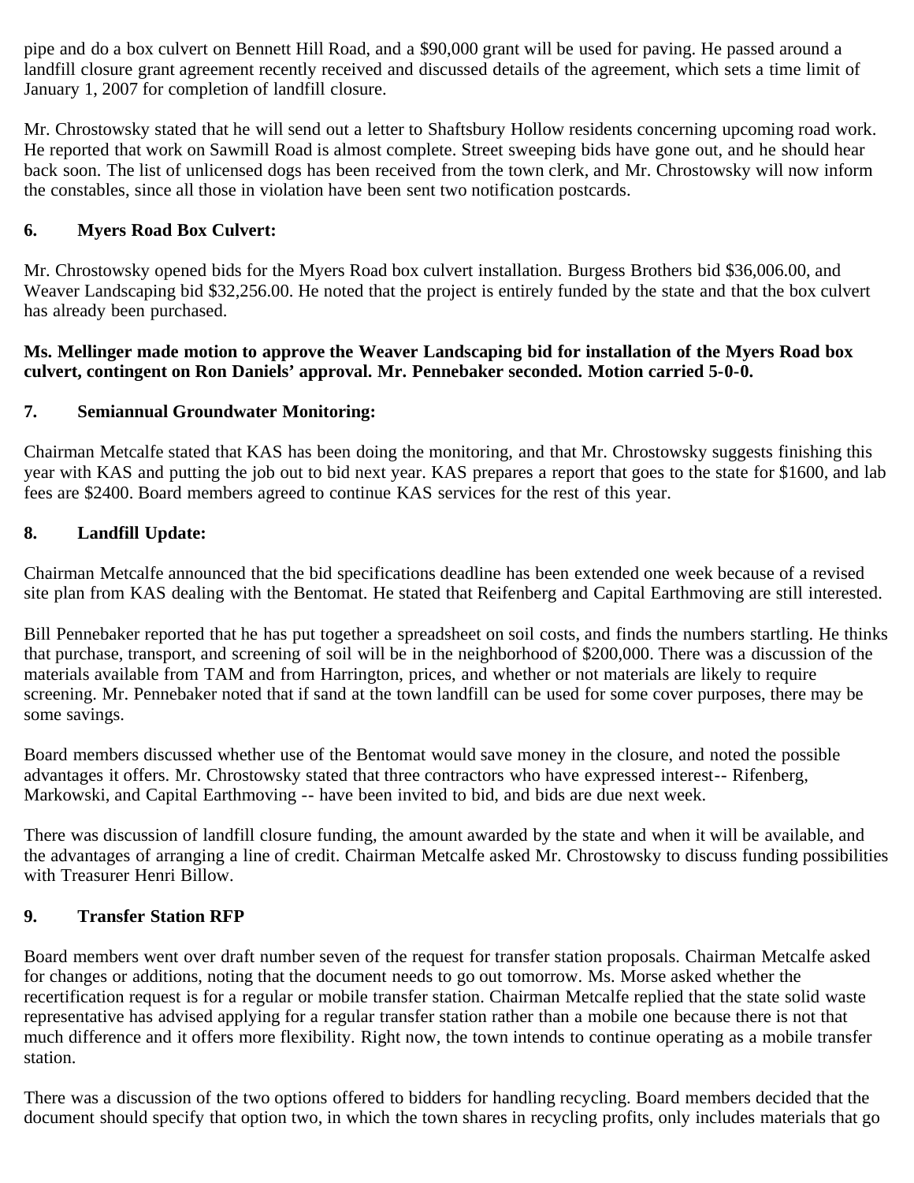pipe and do a box culvert on Bennett Hill Road, and a $90,000 grant will be used for paving. He passed around a landfill closure grant agreement recently received and discussed details of the agreement, which sets a time limit of January 1, 2007 for completion of landfill closure.

Mr. Chrostowsky stated that he will send out a letter to Shaftsbury Hollow residents concerning upcoming road work. He reported that work on Sawmill Road is almost complete. Street sweeping bids have gone out, and he should hear back soon. The list of unlicensed dogs has been received from the town clerk, and Mr. Chrostowsky will now inform the constables, since all those in violation have been sent two notification postcards.

## 6. Myers Road Box Culvert:

Mr. Chrostowsky opened bids for the Myers Road box culvert installation. Burgess Brothers bid $36,006.00, and Weaver Landscaping bid $32,256.00. He noted that the project is entirely funded by the state and that the box culvert has already been purchased.

**Ms. Mellinger made motion to approve the Weaver Landscaping bid for installation of the Myers Road box culvert, contingent on Ron Daniels' approval. Mr. Pennebaker seconded. Motion carried 5-0-0.**

## 7. Semiannual Groundwater Monitoring:

Chairman Metcalfe stated that KAS has been doing the monitoring, and that Mr. Chrostowsky suggests finishing this year with KAS and putting the job out to bid next year. KAS prepares a report that goes to the state for $1600, and lab fees are $2400. Board members agreed to continue KAS services for the rest of this year.

## 8. Landfill Update:

Chairman Metcalfe announced that the bid specifications deadline has been extended one week because of a revised site plan from KAS dealing with the Bentomat. He stated that Reifenberg and Capital Earthmoving are still interested.

Bill Pennebaker reported that he has put together a spreadsheet on soil costs, and finds the numbers startling. He thinks that purchase, transport, and screening of soil will be in the neighborhood of $200,000. There was a discussion of the materials available from TAM and from Harrington, prices, and whether or not materials are likely to require screening. Mr. Pennebaker noted that if sand at the town landfill can be used for some cover purposes, there may be some savings.

Board members discussed whether use of the Bentomat would save money in the closure, and noted the possible advantages it offers. Mr. Chrostowsky stated that three contractors who have expressed interest-- Rifenberg, Markowski, and Capital Earthmoving -- have been invited to bid, and bids are due next week.

There was discussion of landfill closure funding, the amount awarded by the state and when it will be available, and the advantages of arranging a line of credit. Chairman Metcalfe asked Mr. Chrostowsky to discuss funding possibilities with Treasurer Henri Billow.

## 9. Transfer Station RFP

Board members went over draft number seven of the request for transfer station proposals. Chairman Metcalfe asked for changes or additions, noting that the document needs to go out tomorrow. Ms. Morse asked whether the recertification request is for a regular or mobile transfer station. Chairman Metcalfe replied that the state solid waste representative has advised applying for a regular transfer station rather than a mobile one because there is not that much difference and it offers more flexibility. Right now, the town intends to continue operating as a mobile transfer station.

There was a discussion of the two options offered to bidders for handling recycling. Board members decided that the document should specify that option two, in which the town shares in recycling profits, only includes materials that go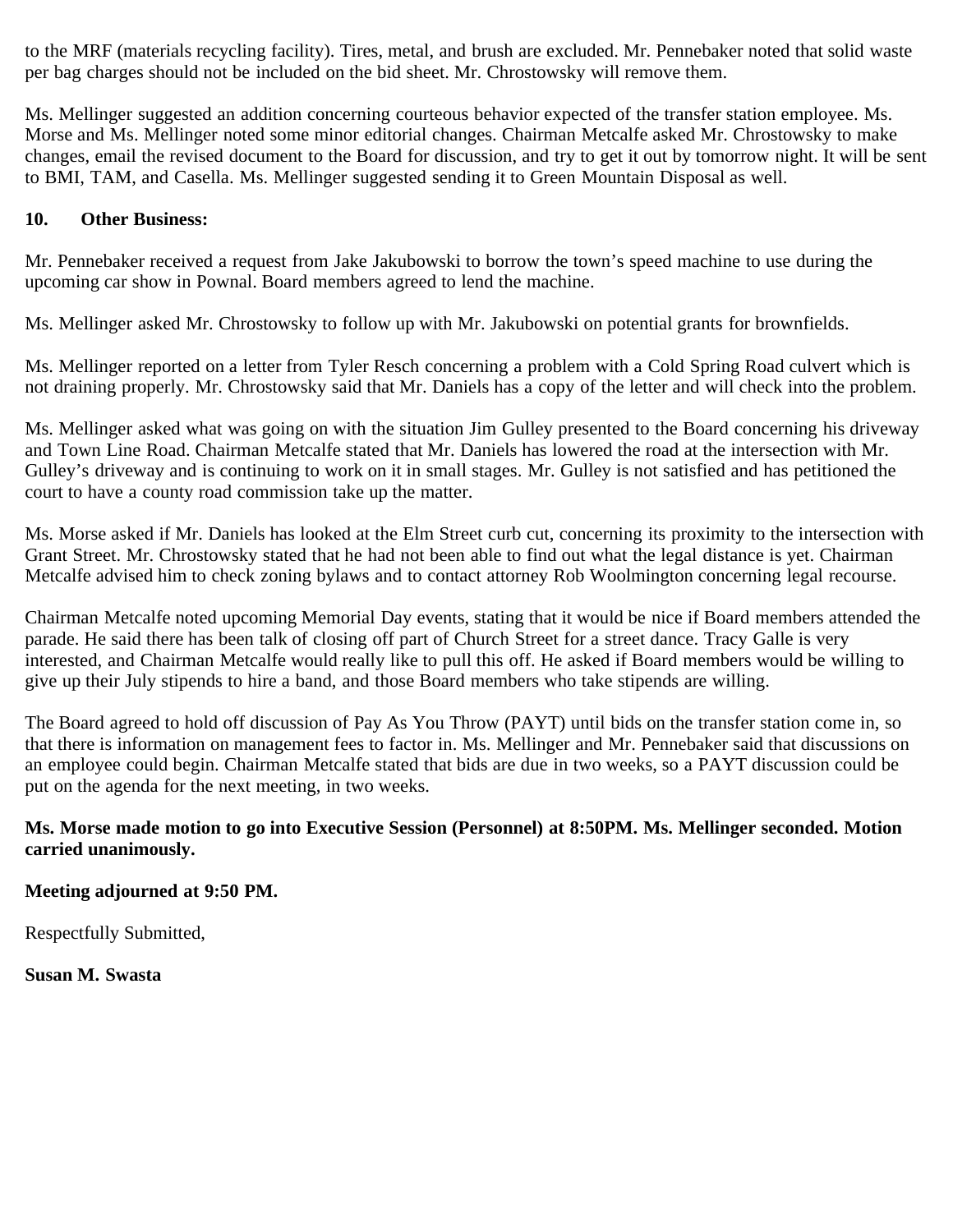to the MRF (materials recycling facility). Tires, metal, and brush are excluded. Mr. Pennebaker noted that solid waste per bag charges should not be included on the bid sheet. Mr. Chrostowsky will remove them.

Ms. Mellinger suggested an addition concerning courteous behavior expected of the transfer station employee. Ms. Morse and Ms. Mellinger noted some minor editorial changes. Chairman Metcalfe asked Mr. Chrostowsky to make changes, email the revised document to the Board for discussion, and try to get it out by tomorrow night. It will be sent to BMI, TAM, and Casella. Ms. Mellinger suggested sending it to Green Mountain Disposal as well.

**10. Other Business:**

Mr. Pennebaker received a request from Jake Jakubowski to borrow the town's speed machine to use during the upcoming car show in Pownal. Board members agreed to lend the machine.

Ms. Mellinger asked Mr. Chrostowsky to follow up with Mr. Jakubowski on potential grants for brownfields.

Ms. Mellinger reported on a letter from Tyler Resch concerning a problem with a Cold Spring Road culvert which is not draining properly. Mr. Chrostowsky said that Mr. Daniels has a copy of the letter and will check into the problem.

Ms. Mellinger asked what was going on with the situation Jim Gulley presented to the Board concerning his driveway and Town Line Road. Chairman Metcalfe stated that Mr. Daniels has lowered the road at the intersection with Mr. Gulley's driveway and is continuing to work on it in small stages. Mr. Gulley is not satisfied and has petitioned the court to have a county road commission take up the matter.

Ms. Morse asked if Mr. Daniels has looked at the Elm Street curb cut, concerning its proximity to the intersection with Grant Street. Mr. Chrostowsky stated that he had not been able to find out what the legal distance is yet. Chairman Metcalfe advised him to check zoning bylaws and to contact attorney Rob Woolmington concerning legal recourse.

Chairman Metcalfe noted upcoming Memorial Day events, stating that it would be nice if Board members attended the parade. He said there has been talk of closing off part of Church Street for a street dance. Tracy Galle is very interested, and Chairman Metcalfe would really like to pull this off. He asked if Board members would be willing to give up their July stipends to hire a band, and those Board members who take stipends are willing.

The Board agreed to hold off discussion of Pay As You Throw (PAYT) until bids on the transfer station come in, so that there is information on management fees to factor in. Ms. Mellinger and Mr. Pennebaker said that discussions on an employee could begin. Chairman Metcalfe stated that bids are due in two weeks, so a PAYT discussion could be put on the agenda for the next meeting, in two weeks.

**Ms. Morse made motion to go into Executive Session (Personnel) at 8:50PM. Ms. Mellinger seconded. Motion carried unanimously.**

**Meeting adjourned at 9:50 PM.**

Respectfully Submitted,

**Susan M. Swasta**